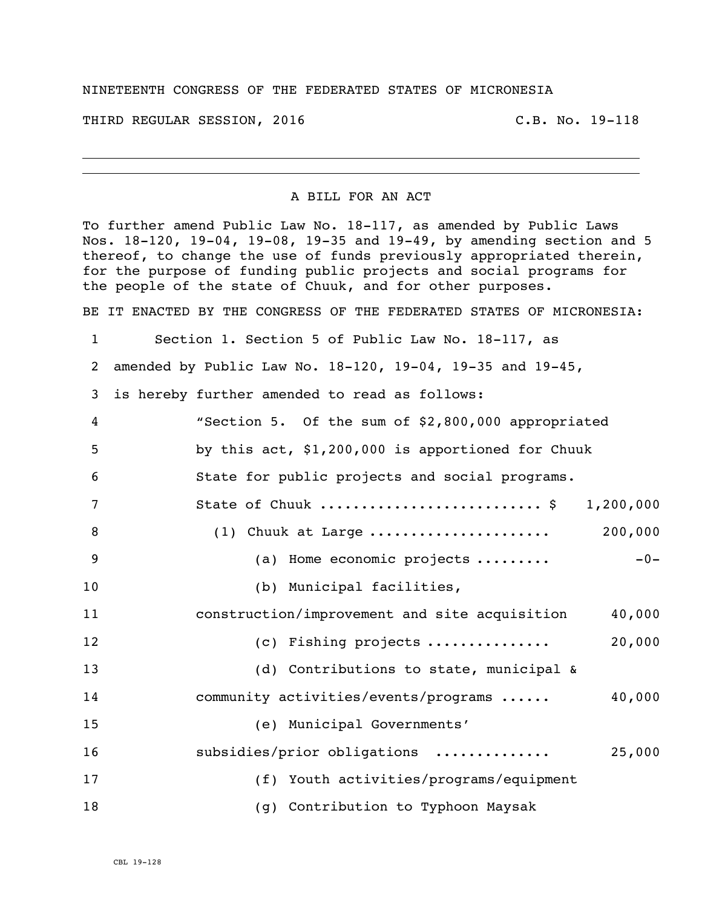NINETEENTH CONGRESS OF THE FEDERATED STATES OF MICRONESIA

THIRD REGULAR SESSION, 2016 C.B. No. 19-118

---

A BILL FOR AN ACT

To further amend Public Law No. 18-117, as amended by Public Laws Nos. 18-120, 19-04, 19-08, 19-35 and 19-49, by amending section and 5 thereof, to change the use of funds previously appropriated therein, for the purpose of funding public projects and social programs for the people of the state of Chuuk, and for other purposes.

BE IT ENACTED BY THE CONGRESS OF THE FEDERATED STATES OF MICRONESIA:

1 Section 1. Section 5 of Public Law No. 18-117, as
2 amended by Public Law No. 18-120, 19-04, 19-35 and 19-45,
3 is hereby further amended to read as follows:
4 "Section 5. Of the sum of $2,800,000 appropriated
5 by this act, $1,200,000 is apportioned for Chuuk
6 State for public projects and social programs.
7 State of Chuuk .......................... $ 1,200,000
8 (1) Chuuk at Large ..................... 200,000
9 (a) Home economic projects ......... -0-
10 (b) Municipal facilities,
11 construction/improvement and site acquisition 40,000
12 (c) Fishing projects .............. 20,000
13 (d) Contributions to state, municipal &
14 community activities/events/programs ...... 40,000
15 (e) Municipal Governments'
16 subsidies/prior obligations ............. 25,000
17 (f) Youth activities/programs/equipment
18 (g) Contribution to Typhoon Maysak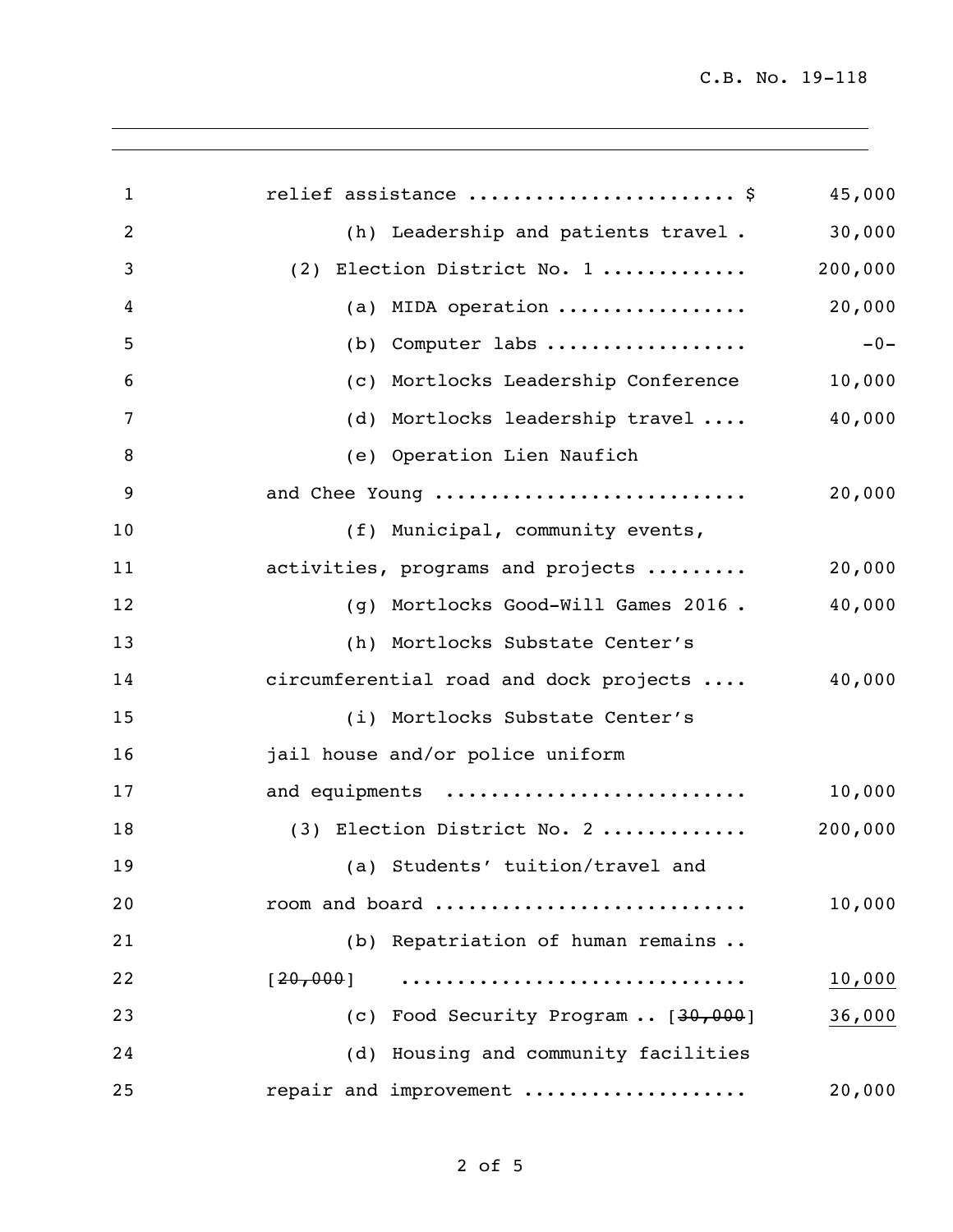relief assistance ........................ $ 45,000

(h) Leadership and patients travel . 30,000

(2) Election District No. 1 ............ 200,000

(a) MIDA operation ................ 20,000

(b) Computer labs .................. -0-

(c) Mortlocks Leadership Conference 10,000

(d) Mortlocks leadership travel .... 40,000

(e) Operation Lien Naufich and Chee Young ............................ 20,000

(f) Municipal, community events, activities, programs and projects ......... 20,000

(g) Mortlocks Good-Will Games 2016 . 40,000

(h) Mortlocks Substate Center's circumferential road and dock projects .... 40,000

(i) Mortlocks Substate Center's jail house and/or police uniform and equipments .......................... 10,000

(3) Election District No. 2 ............ 200,000

(a) Students' tuition/travel and room and board ........................... 10,000

(b) Repatriation of human remains .. [~~20,000~~] .............................. <u>10,000</u>

(c) Food Security Program .. [~~30,000~~] <u>36,000</u>

(d) Housing and community facilities repair and improvement ................... 20,000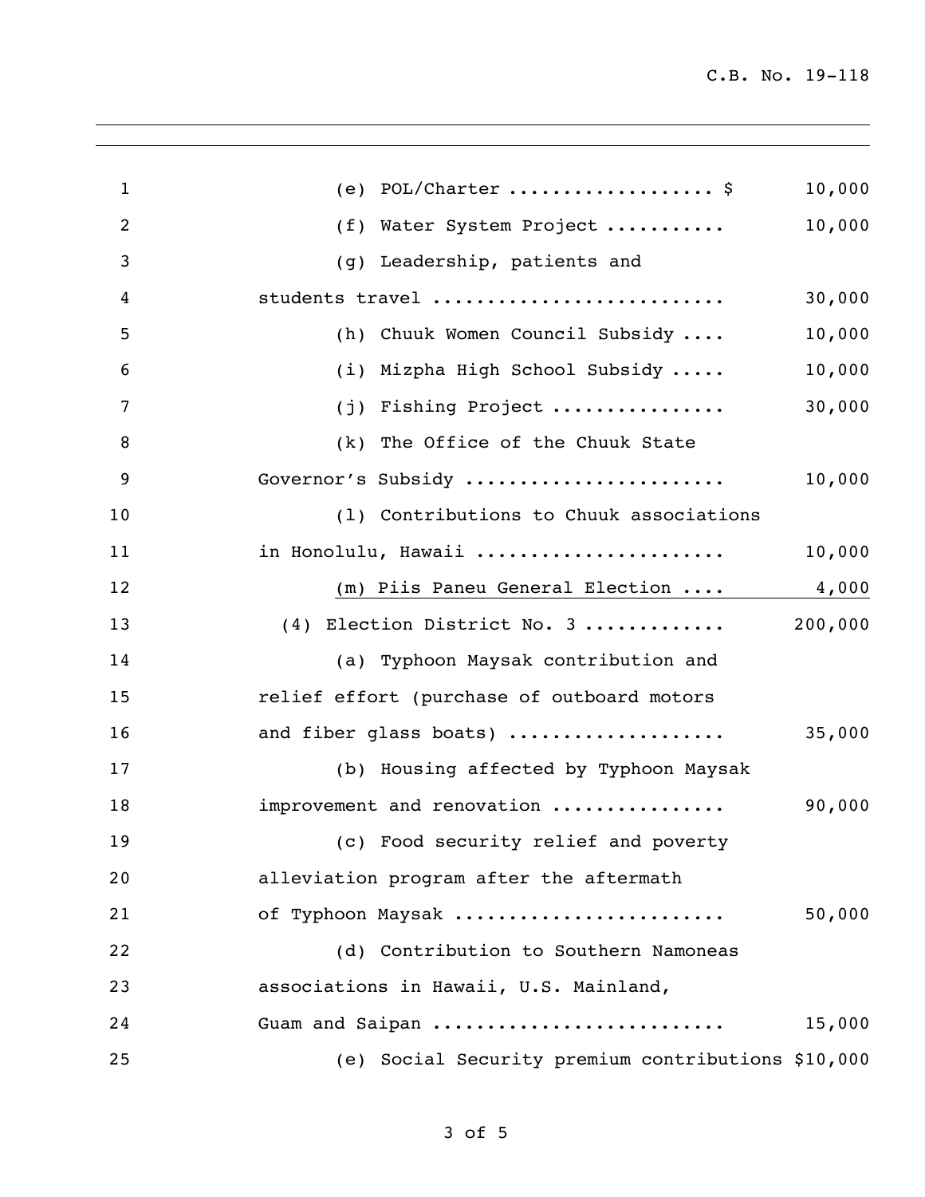(e) POL/Charter .................. $ 10,000

(f) Water System Project .......... 10,000

(g) Leadership, patients and students travel .......................... 30,000

(h) Chuuk Women Council Subsidy .... 10,000

(i) Mizpha High School Subsidy ..... 10,000

(j) Fishing Project ................ 30,000

(k) The Office of the Chuuk State Governor's Subsidy ....................... 10,000

(l) Contributions to Chuuk associations in Honolulu, Hawaii ...................... 10,000

(m) Piis Paneu General Election .... 4,000

(4) Election District No. 3 ............ 200,000

(a) Typhoon Maysak contribution and relief effort (purchase of outboard motors and fiber glass boats) ................... 35,000

(b) Housing affected by Typhoon Maysak improvement and renovation ............... 90,000

(c) Food security relief and poverty alleviation program after the aftermath of Typhoon Maysak ........................ 50,000

(d) Contribution to Southern Namoneas associations in Hawaii, U.S. Mainland, Guam and Saipan ......................... 15,000

(e) Social Security premium contributions $10,000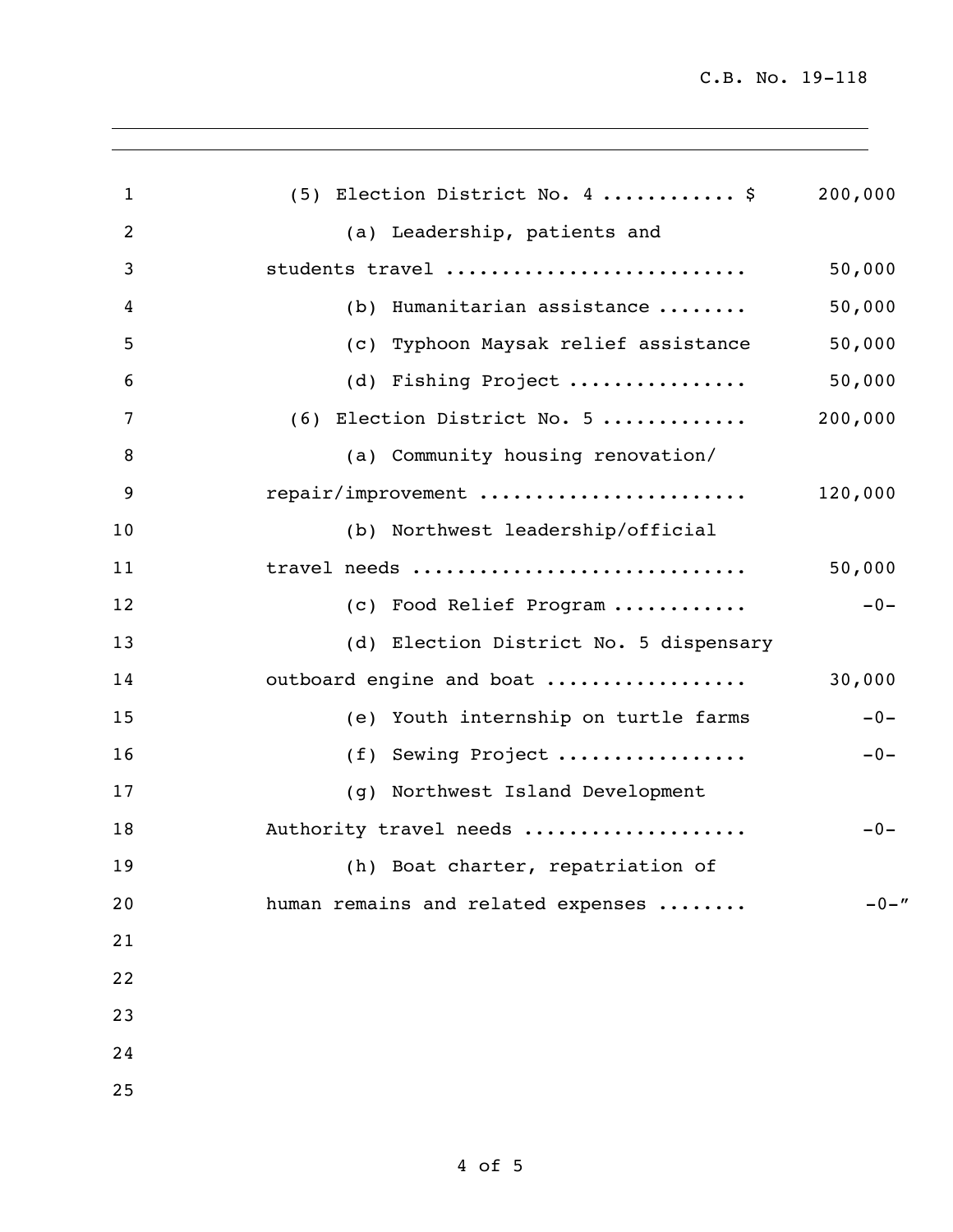(5) Election District No. 4 ............ $ 200,000

(a) Leadership, patients and students travel .......................... 50,000

(b) Humanitarian assistance ........ 50,000

(c) Typhoon Maysak relief assistance 50,000

(d) Fishing Project ............... 50,000

(6) Election District No. 5 ............ 200,000

(a) Community housing renovation/ repair/improvement ....................... 120,000

(b) Northwest leadership/official travel needs ............................ 50,000

(c) Food Relief Program ........... -0-

(d) Election District No. 5 dispensary outboard engine and boat ................. 30,000

(e) Youth internship on turtle farms -0-

(f) Sewing Project ................ -0-

(g) Northwest Island Development Authority travel needs ................... -0-

(h) Boat charter, repatriation of human remains and related expenses ........ -0-"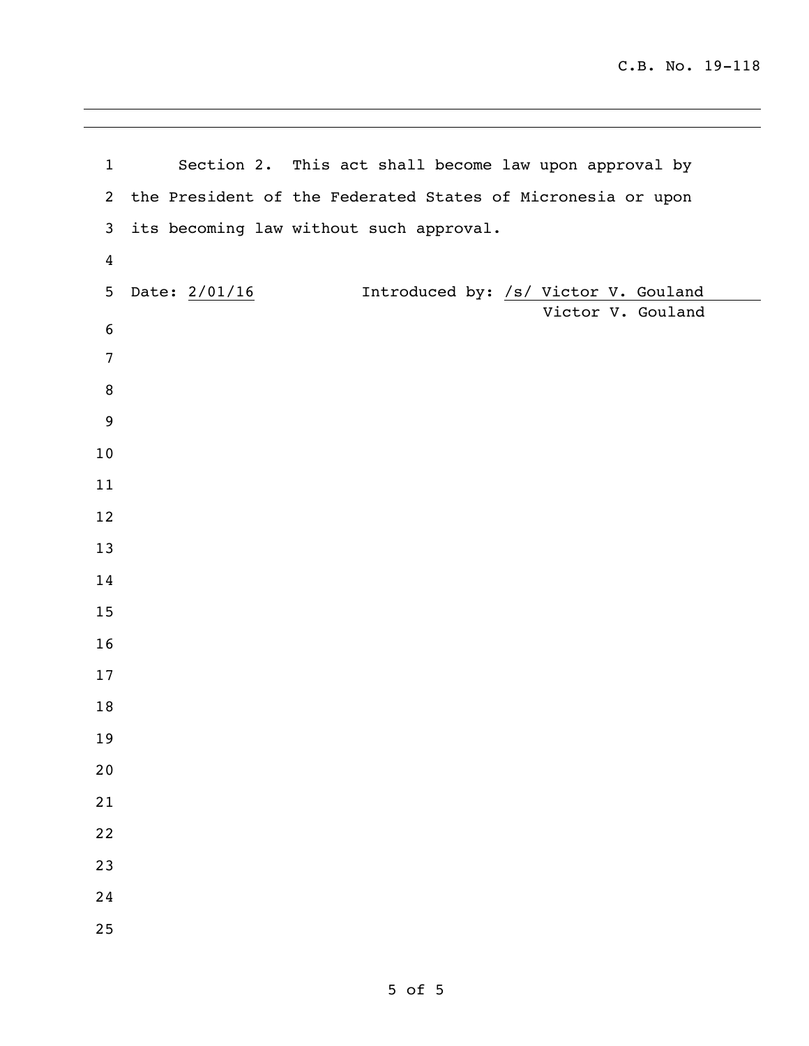Section 2. This act shall become law upon approval by the President of the Federated States of Micronesia or upon its becoming law without such approval.

Date: 2/01/16 Introduced by: /s/ Victor V. Gouland

Victor V. Gouland